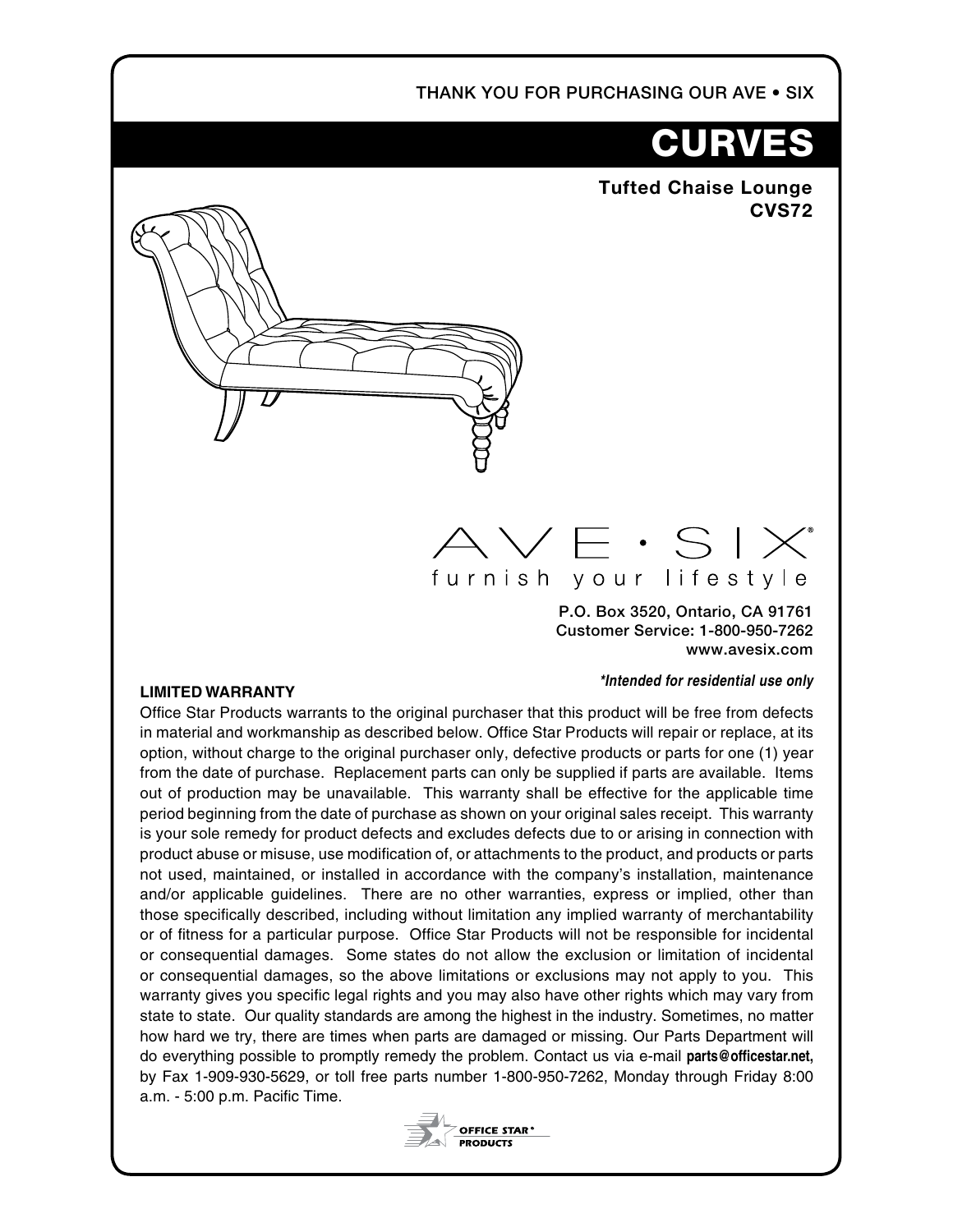THANK YOU FOR PURCHASING OUR AVE • SIX

# CURVES

**Tufted Chaise Lounge**
**CVS72**

AVE • SIX®
furnish your lifestyle

**P.O. Box 3520, Ontario, CA 91761**
**Customer Service: 1-800-950-7262**
**www.avesix.com**

***Intended for residential use only***

**LIMITED WARRANTY**

Office Star Products warrants to the original purchaser that this product will be free from defects in material and workmanship as described below. Office Star Products will repair or replace, at its option, without charge to the original purchaser only, defective products or parts for one (1) year from the date of purchase. Replacement parts can only be supplied if parts are available. Items out of production may be unavailable. This warranty shall be effective for the applicable time period beginning from the date of purchase as shown on your original sales receipt. This warranty is your sole remedy for product defects and excludes defects due to or arising in connection with product abuse or misuse, use modification of, or attachments to the product, and products or parts not used, maintained, or installed in accordance with the company's installation, maintenance and/or applicable guidelines. There are no other warranties, express or implied, other than those specifically described, including without limitation any implied warranty of merchantability or of fitness for a particular purpose. Office Star Products will not be responsible for incidental or consequential damages. Some states do not allow the exclusion or limitation of incidental or consequential damages, so the above limitations or exclusions may not apply to you. This warranty gives you specific legal rights and you may also have other rights which may vary from state to state. Our quality standards are among the highest in the industry. Sometimes, no matter how hard we try, there are times when parts are damaged or missing. Our Parts Department will do everything possible to promptly remedy the problem. Contact us via e-mail **parts@officestar.net,** by Fax 1-909-930-5629, or toll free parts number 1-800-950-7262, Monday through Friday 8:00 a.m. - 5:00 p.m. Pacific Time.

OFFICE STAR® PRODUCTS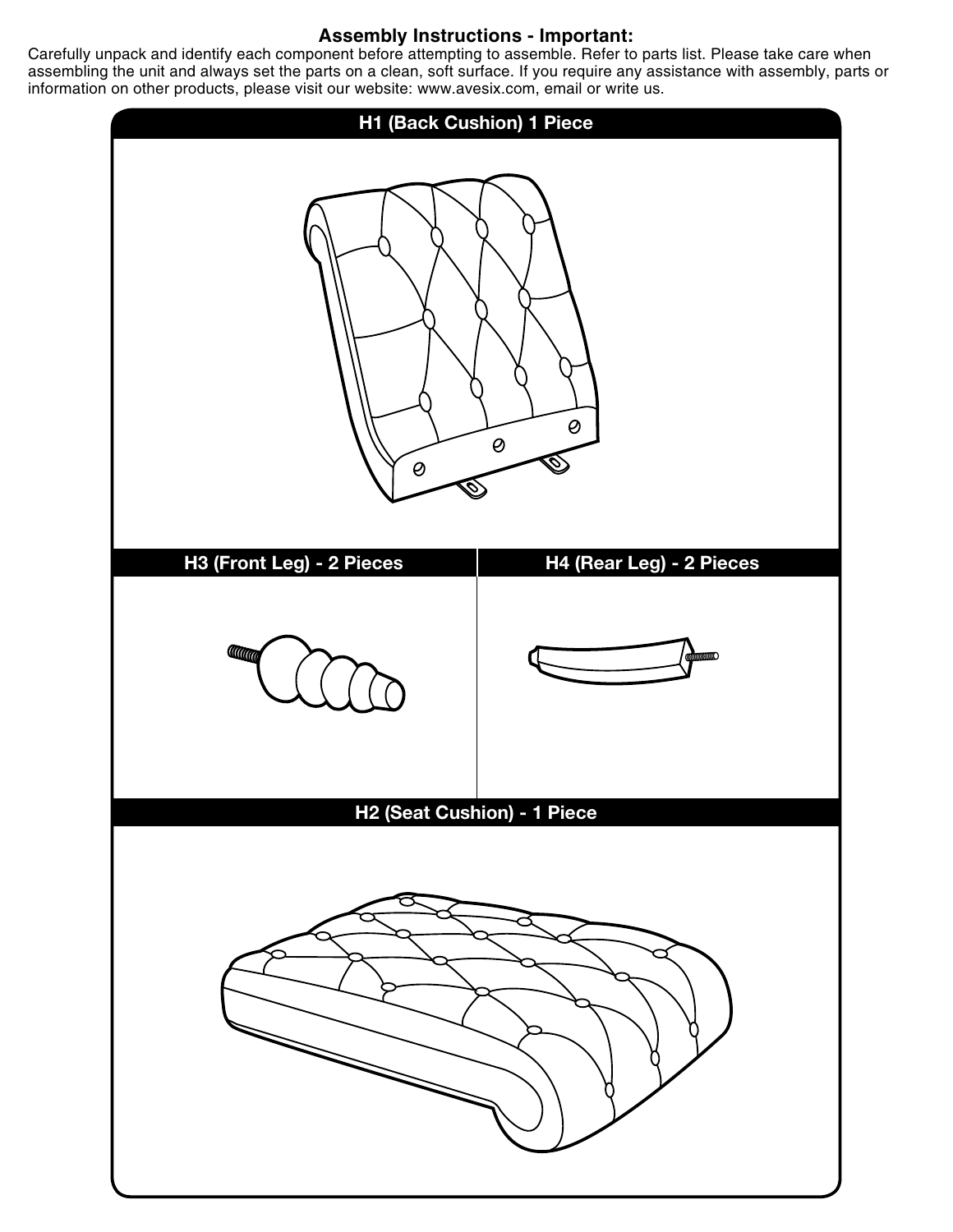## Assembly Instructions - Important:

Carefully unpack and identify each component before attempting to assemble. Refer to parts list. Please take care when assembling the unit and always set the parts on a clean, soft surface. If you require any assistance with assembly, parts or information on other products, please visit our website: www.avesix.com, email or write us.

**H1 (Back Cushion) 1 Piece**

**H3 (Front Leg) - 2 Pieces**

**H4 (Rear Leg) - 2 Pieces**

**H2 (Seat Cushion) - 1 Piece**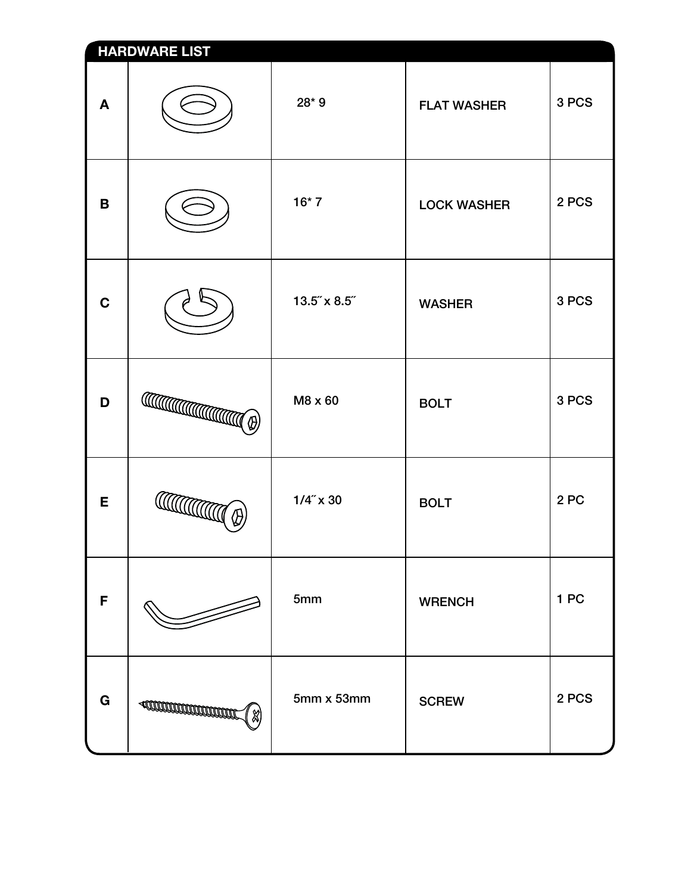## HARDWARE LIST

| | | | | |
|---|---|---|---|---|
| A | | 28* 9 | FLAT WASHER | 3 PCS |
| B | | 16* 7 | LOCK WASHER | 2 PCS |
| C | | 13.5˝ x 8.5˝ | WASHER | 3 PCS |
| D | | M8 x 60 | BOLT | 3 PCS |
| E | | 1/4˝ x 30 | BOLT | 2 PC |
| F | | 5mm | WRENCH | 1 PC |
| G | | 5mm x 53mm | SCREW | 2 PCS |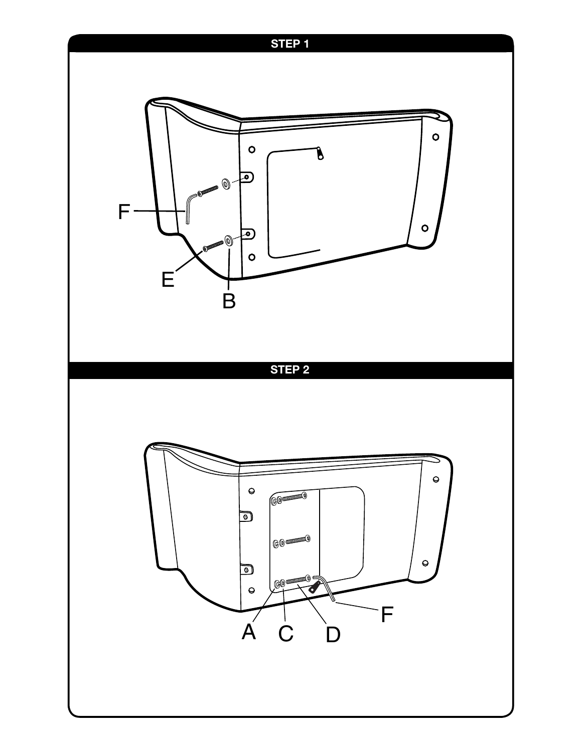## STEP 1

F

E

B

## STEP 2

A C D F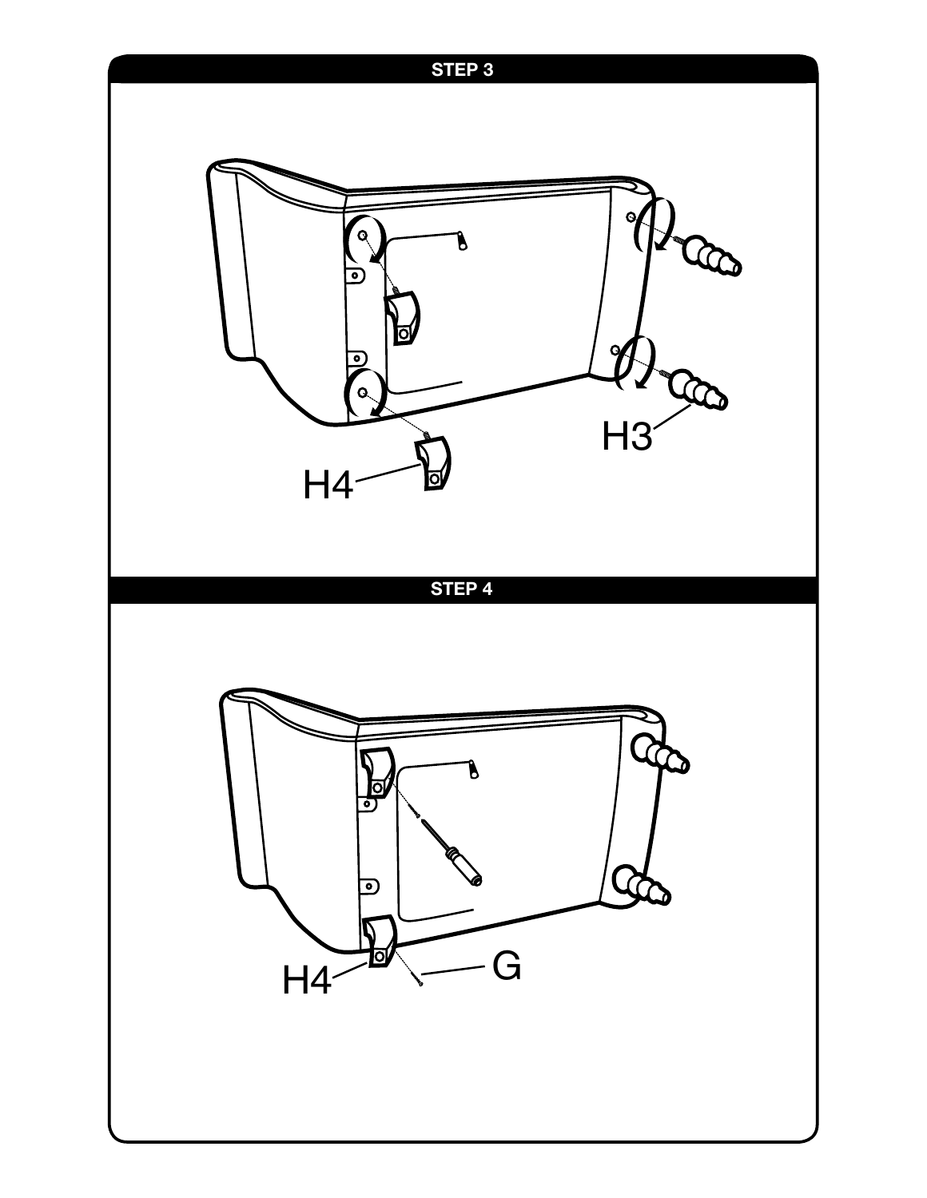## STEP 3

H4

H3

## STEP 4

H4

G